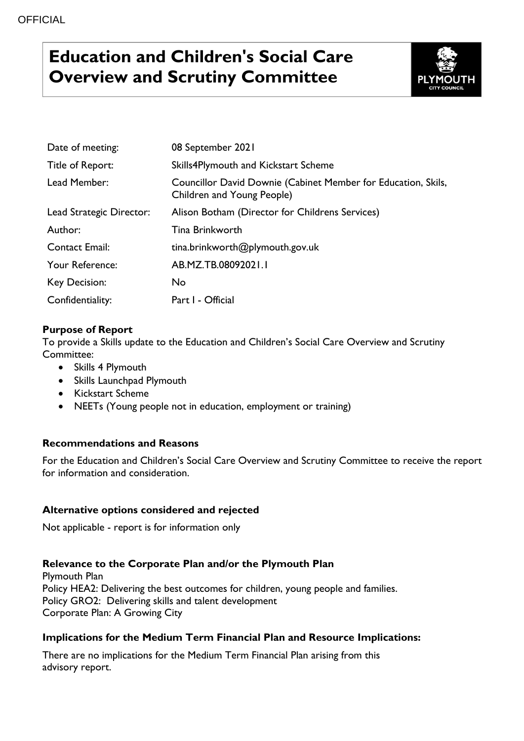OFFICIAL

# Education and Children's Social Care Overview and Scrutiny Committee

| | |
|---|---|
| Date of meeting: | 08 September 2021 |
| Title of Report: | Skills4Plymouth and Kickstart Scheme |
| Lead Member: | Councillor David Downie (Cabinet Member for Education, Skils, Children and Young People) |
| Lead Strategic Director: | Alison Botham (Director for Childrens Services) |
| Author: | Tina Brinkworth |
| Contact Email: | tina.brinkworth@plymouth.gov.uk |
| Your Reference: | AB.MZ.TB.08092021.1 |
| Key Decision: | No |
| Confidentiality: | Part I - Official |

**Purpose of Report**

To provide a Skills update to the Education and Children's Social Care Overview and Scrutiny Committee:

- Skills 4 Plymouth
- Skills Launchpad Plymouth
- Kickstart Scheme
- NEETs (Young people not in education, employment or training)

**Recommendations and Reasons**

For the Education and Children's Social Care Overview and Scrutiny Committee to receive the report for information and consideration.

**Alternative options considered and rejected**

Not applicable - report is for information only

**Relevance to the Corporate Plan and/or the Plymouth Plan**

Plymouth Plan
Policy HEA2: Delivering the best outcomes for children, young people and families.
Policy GRO2: Delivering skills and talent development
Corporate Plan: A Growing City

**Implications for the Medium Term Financial Plan and Resource Implications:**

There are no implications for the Medium Term Financial Plan arising from this advisory report.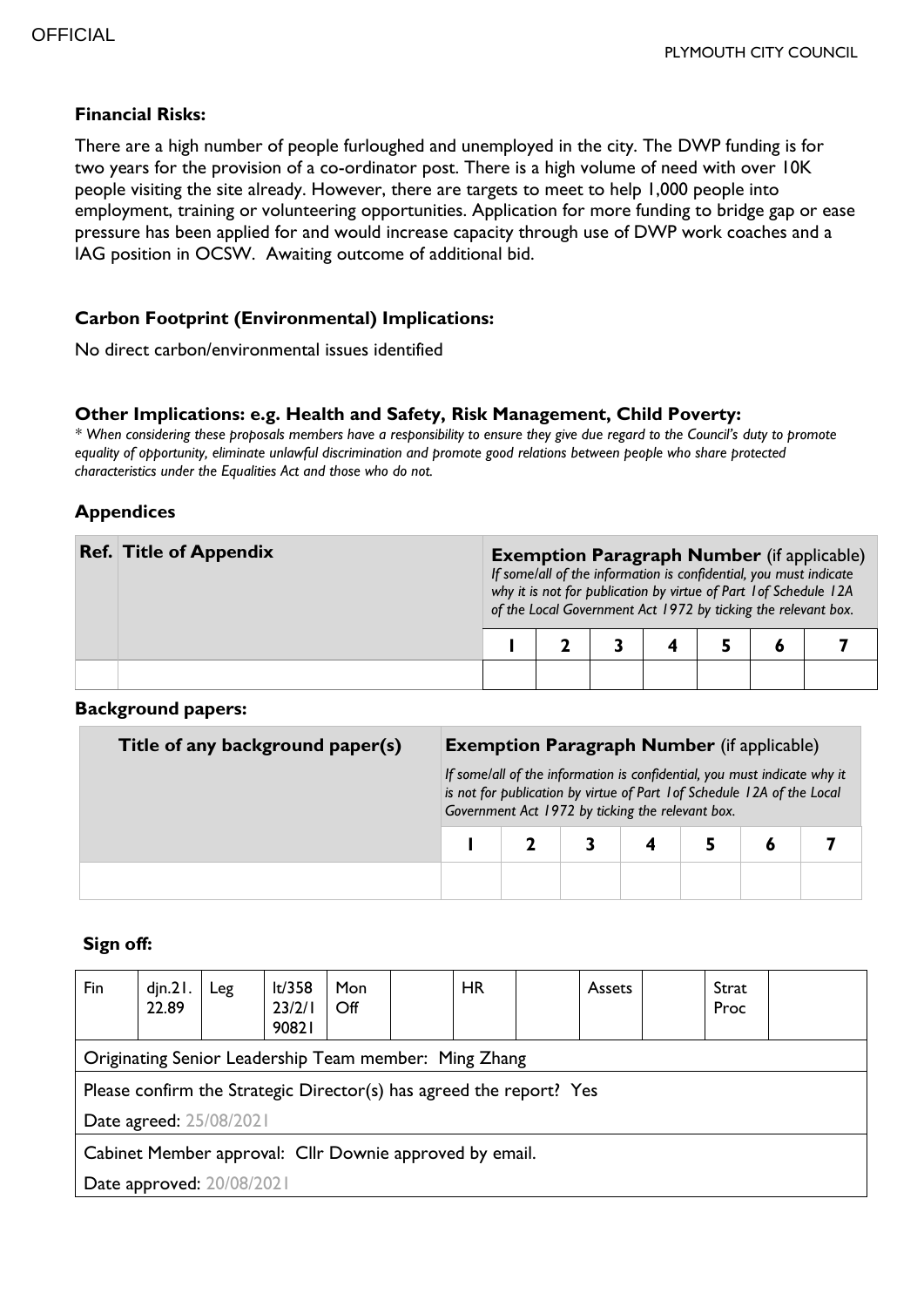**Financial Risks:**

There are a high number of people furloughed and unemployed in the city. The DWP funding is for two years for the provision of a co-ordinator post. There is a high volume of need with over 10K people visiting the site already. However, there are targets to meet to help 1,000 people into employment, training or volunteering opportunities. Application for more funding to bridge gap or ease pressure has been applied for and would increase capacity through use of DWP work coaches and a IAG position in OCSW. Awaiting outcome of additional bid.

**Carbon Footprint (Environmental) Implications:**

No direct carbon/environmental issues identified

**Other Implications: e.g. Health and Safety, Risk Management, Child Poverty:**

*\* When considering these proposals members have a responsibility to ensure they give due regard to the Council's duty to promote equality of opportunity, eliminate unlawful discrimination and promote good relations between people who share protected characteristics under the Equalities Act and those who do not.*

**Appendices**

| Ref. | Title of Appendix | **Exemption Paragraph Number** (if applicable) *If some/all of the information is confidential, you must indicate why it is not for publication by virtue of Part 1 of Schedule 12A of the Local Government Act 1972 by ticking the relevant box.* | | | | | | |
|---|---|---|---|---|---|---|---|---|
| | | **1** | **2** | **3** | **4** | **5** | **6** | **7** |
| | | | | | | | | |

**Background papers:**

| Title of any background paper(s) | **Exemption Paragraph Number** (if applicable) *If some/all of the information is confidential, you must indicate why it is not for publication by virtue of Part 1 of Schedule 12A of the Local Government Act 1972 by ticking the relevant box.* | | | | | | |
|---|---|---|---|---|---|---|---|
| | **1** | **2** | **3** | **4** | **5** | **6** | **7** |
| | | | | | | | |

**Sign off:**

| Fin | djn.21.22.89 | Leg | lt/35823/2/190821 | Mon Off | | HR | | Assets | | Strat Proc | |
|---|---|---|---|---|---|---|---|---|---|---|---|
| Originating Senior Leadership Team member: Ming Zhang | | | | | | | | | | | |
| Please confirm the Strategic Director(s) has agreed the report? Yes | | | | | | | | | | | |
| Date agreed: 25/08/2021 | | | | | | | | | | | |
| Cabinet Member approval: Cllr Downie approved by email. | | | | | | | | | | | |
| Date approved: 20/08/2021 | | | | | | | | | | | |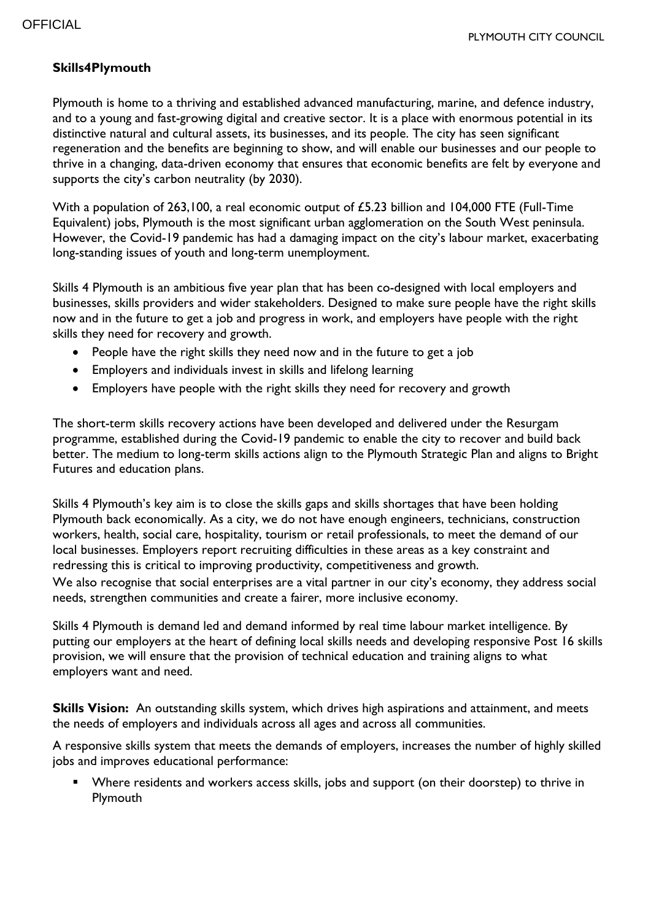**Skills4Plymouth**

Plymouth is home to a thriving and established advanced manufacturing, marine, and defence industry, and to a young and fast-growing digital and creative sector. It is a place with enormous potential in its distinctive natural and cultural assets, its businesses, and its people. The city has seen significant regeneration and the benefits are beginning to show, and will enable our businesses and our people to thrive in a changing, data-driven economy that ensures that economic benefits are felt by everyone and supports the city's carbon neutrality (by 2030).

With a population of 263,100, a real economic output of £5.23 billion and 104,000 FTE (Full-Time Equivalent) jobs, Plymouth is the most significant urban agglomeration on the South West peninsula. However, the Covid-19 pandemic has had a damaging impact on the city's labour market, exacerbating long-standing issues of youth and long-term unemployment.

Skills 4 Plymouth is an ambitious five year plan that has been co-designed with local employers and businesses, skills providers and wider stakeholders. Designed to make sure people have the right skills now and in the future to get a job and progress in work, and employers have people with the right skills they need for recovery and growth.

- People have the right skills they need now and in the future to get a job
- Employers and individuals invest in skills and lifelong learning
- Employers have people with the right skills they need for recovery and growth

The short-term skills recovery actions have been developed and delivered under the Resurgam programme, established during the Covid-19 pandemic to enable the city to recover and build back better. The medium to long-term skills actions align to the Plymouth Strategic Plan and aligns to Bright Futures and education plans.

Skills 4 Plymouth's key aim is to close the skills gaps and skills shortages that have been holding Plymouth back economically. As a city, we do not have enough engineers, technicians, construction workers, health, social care, hospitality, tourism or retail professionals, to meet the demand of our local businesses. Employers report recruiting difficulties in these areas as a key constraint and redressing this is critical to improving productivity, competitiveness and growth.
We also recognise that social enterprises are a vital partner in our city's economy, they address social needs, strengthen communities and create a fairer, more inclusive economy.

Skills 4 Plymouth is demand led and demand informed by real time labour market intelligence. By putting our employers at the heart of defining local skills needs and developing responsive Post 16 skills provision, we will ensure that the provision of technical education and training aligns to what employers want and need.

**Skills Vision:** An outstanding skills system, which drives high aspirations and attainment, and meets the needs of employers and individuals across all ages and across all communities.

A responsive skills system that meets the demands of employers, increases the number of highly skilled jobs and improves educational performance:

- Where residents and workers access skills, jobs and support (on their doorstep) to thrive in Plymouth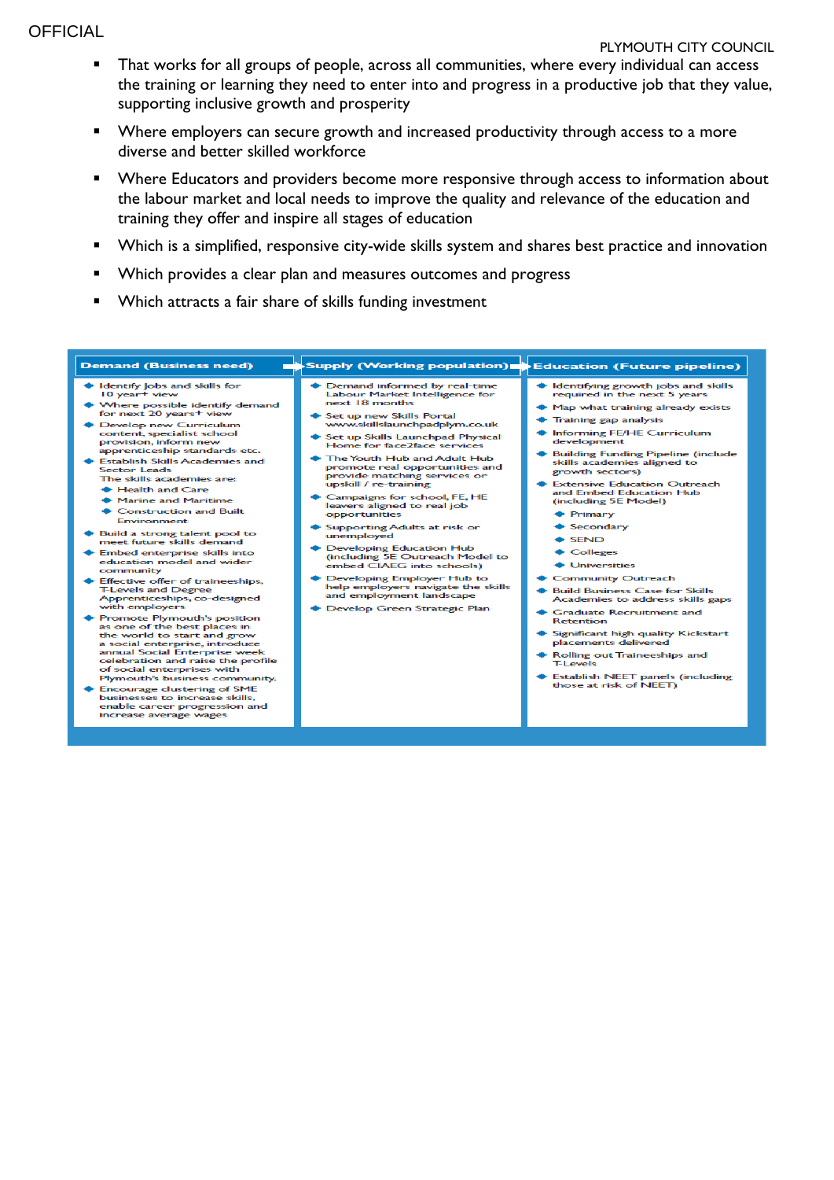- That works for all groups of people, across all communities, where every individual can access the training or learning they need to enter into and progress in a productive job that they value, supporting inclusive growth and prosperity
- Where employers can secure growth and increased productivity through access to a more diverse and better skilled workforce
- Where Educators and providers become more responsive through access to information about the labour market and local needs to improve the quality and relevance of the education and training they offer and inspire all stages of education
- Which is a simplified, responsive city-wide skills system and shares best practice and innovation
- Which provides a clear plan and measures outcomes and progress
- Which attracts a fair share of skills funding investment

**Demand (Business need)**

- Identify jobs and skills for 10 year+ view
- Where possible identify demand for next 20 years+ view
- Develop new Curriculum content, specialist school provision, inform new apprenticeship standards etc.
- Establish Skills Academies and Sector Leads. The skills academies are:
  - Health and Care
  - Marine and Maritime
  - Construction and Built Environment
- Build a strong talent pool to meet future skills demand
- Embed enterprise skills into education model and wider community
- Effective offer of traineeships, T-Levels and Degree Apprenticeships, co-designed with employers
- Promote Plymouth's position as one of the best places in the world to start and grow a social enterprise, introduce annual Social Enterprise week celebration and raise the profile of social enterprises with Plymouth's business community.
- Encourage clustering of SME businesses to increase skills, enable career progression and increase average wages

**Supply (Working population)**

- Demand informed by real-time Labour Market Intelligence for next 18 months
- Set up new Skills Portal www.skillslaunchpadplym.co.uk
- Set up Skills Launchpad Physical Home for face2face services
- The Youth Hub and Adult Hub promote real opportunities and provide matching services or upskill / re-training
- Campaigns for school, FE, HE leavers aligned to real job opportunities
- Supporting Adults at risk or unemployed
- Developing Education Hub (including 5E Outreach Model to embed CIAEG into schools)
- Developing Employer Hub to help employers navigate the skills and employment landscape
- Develop Green Strategic Plan

**Education (Future pipeline)**

- Identifying growth jobs and skills required in the next 5 years
- Map what training already exists
- Training gap analysis
- Informing FE/HE Curriculum development
- Building Funding Pipeline (include skills academies aligned to growth sectors)
- Extensive Education Outreach and Embed Education Hub (including 5E Model)
  - Primary
  - Secondary
  - SEND
  - Colleges
  - Universities
- Community Outreach
- Build Business Case for Skills Academies to address skills gaps
- Graduate Recruitment and Retention
- Significant high quality Kickstart placements delivered
- Rolling out Traineeships and T-Levels
- Establish NEET panels (including those at risk of NEET)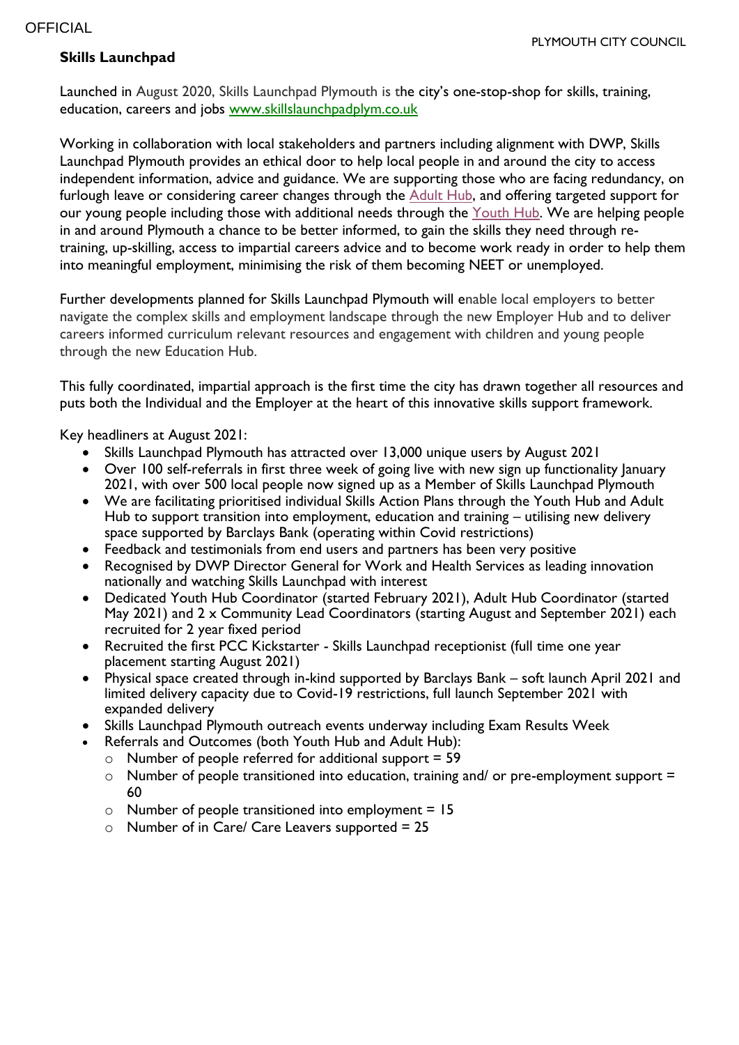**Skills Launchpad**

Launched in August 2020, Skills Launchpad Plymouth is the city's one-stop-shop for skills, training, education, careers and jobs www.skillslaunchpadplym.co.uk

Working in collaboration with local stakeholders and partners including alignment with DWP, Skills Launchpad Plymouth provides an ethical door to help local people in and around the city to access independent information, advice and guidance. We are supporting those who are facing redundancy, on furlough leave or considering career changes through the Adult Hub, and offering targeted support for our young people including those with additional needs through the Youth Hub. We are helping people in and around Plymouth a chance to be better informed, to gain the skills they need through re-training, up-skilling, access to impartial careers advice and to become work ready in order to help them into meaningful employment, minimising the risk of them becoming NEET or unemployed.

Further developments planned for Skills Launchpad Plymouth will enable local employers to better navigate the complex skills and employment landscape through the new Employer Hub and to deliver careers informed curriculum relevant resources and engagement with children and young people through the new Education Hub.

This fully coordinated, impartial approach is the first time the city has drawn together all resources and puts both the Individual and the Employer at the heart of this innovative skills support framework.

Key headliners at August 2021:

- Skills Launchpad Plymouth has attracted over 13,000 unique users by August 2021
- Over 100 self-referrals in first three week of going live with new sign up functionality January 2021, with over 500 local people now signed up as a Member of Skills Launchpad Plymouth
- We are facilitating prioritised individual Skills Action Plans through the Youth Hub and Adult Hub to support transition into employment, education and training – utilising new delivery space supported by Barclays Bank (operating within Covid restrictions)
- Feedback and testimonials from end users and partners has been very positive
- Recognised by DWP Director General for Work and Health Services as leading innovation nationally and watching Skills Launchpad with interest
- Dedicated Youth Hub Coordinator (started February 2021), Adult Hub Coordinator (started May 2021) and 2 x Community Lead Coordinators (starting August and September 2021) each recruited for 2 year fixed period
- Recruited the first PCC Kickstarter - Skills Launchpad receptionist (full time one year placement starting August 2021)
- Physical space created through in-kind supported by Barclays Bank – soft launch April 2021 and limited delivery capacity due to Covid-19 restrictions, full launch September 2021 with expanded delivery
- Skills Launchpad Plymouth outreach events underway including Exam Results Week
- Referrals and Outcomes (both Youth Hub and Adult Hub):
  - Number of people referred for additional support = 59
  - Number of people transitioned into education, training and/ or pre-employment support = 60
  - Number of people transitioned into employment = 15
  - Number of in Care/ Care Leavers supported = 25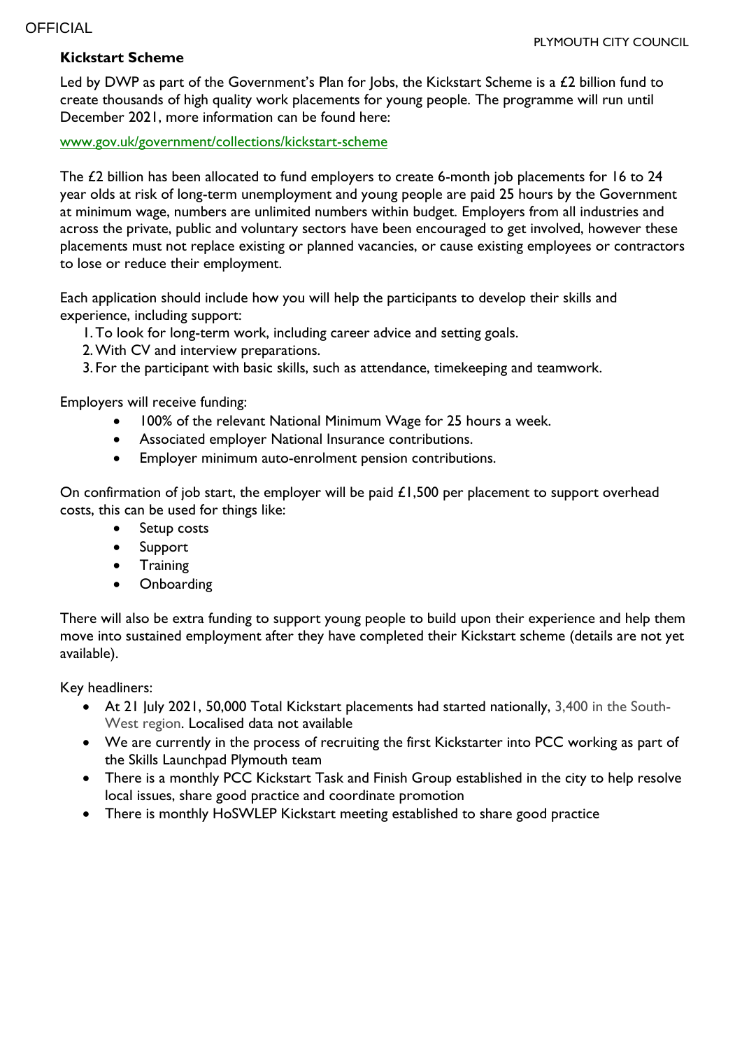**Kickstart Scheme**

Led by DWP as part of the Government's Plan for Jobs, the Kickstart Scheme is a £2 billion fund to create thousands of high quality work placements for young people. The programme will run until December 2021, more information can be found here:

[www.gov.uk/government/collections/kickstart-scheme](www.gov.uk/government/collections/kickstart-scheme)

The £2 billion has been allocated to fund employers to create 6-month job placements for 16 to 24 year olds at risk of long-term unemployment and young people are paid 25 hours by the Government at minimum wage, numbers are unlimited numbers within budget. Employers from all industries and across the private, public and voluntary sectors have been encouraged to get involved, however these placements must not replace existing or planned vacancies, or cause existing employees or contractors to lose or reduce their employment.

Each application should include how you will help the participants to develop their skills and experience, including support:

1. To look for long-term work, including career advice and setting goals.
2. With CV and interview preparations.
3. For the participant with basic skills, such as attendance, timekeeping and teamwork.

Employers will receive funding:

- 100% of the relevant National Minimum Wage for 25 hours a week.
- Associated employer National Insurance contributions.
- Employer minimum auto-enrolment pension contributions.

On confirmation of job start, the employer will be paid £1,500 per placement to support overhead costs, this can be used for things like:

- Setup costs
- Support
- Training
- Onboarding

There will also be extra funding to support young people to build upon their experience and help them move into sustained employment after they have completed their Kickstart scheme (details are not yet available).

Key headliners:

- At 21 July 2021, 50,000 Total Kickstart placements had started nationally, 3,400 in the South-West region. Localised data not available
- We are currently in the process of recruiting the first Kickstarter into PCC working as part of the Skills Launchpad Plymouth team
- There is a monthly PCC Kickstart Task and Finish Group established in the city to help resolve local issues, share good practice and coordinate promotion
- There is monthly HoSWLEP Kickstart meeting established to share good practice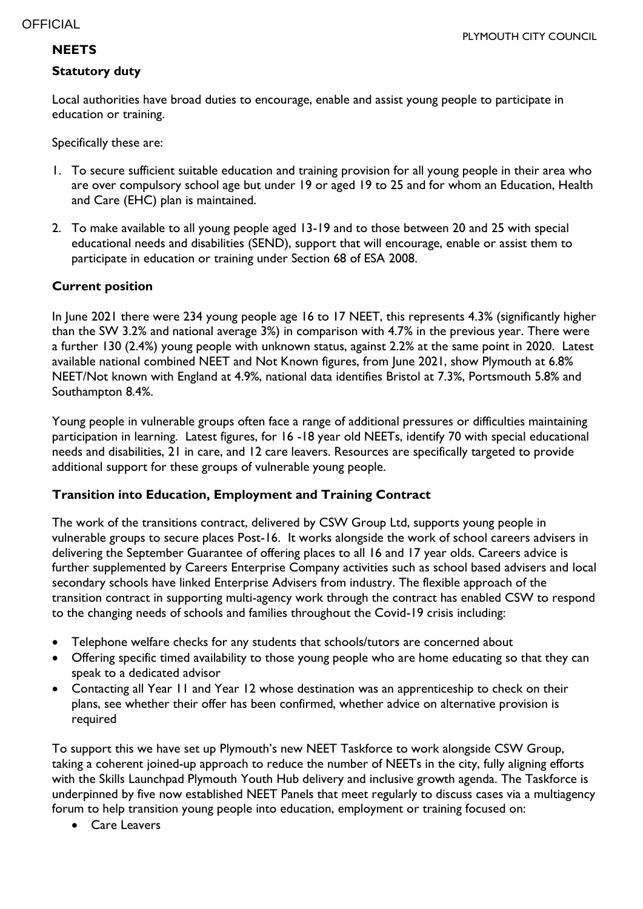## NEETS

### Statutory duty

Local authorities have broad duties to encourage, enable and assist young people to participate in education or training.

Specifically these are:

1. To secure sufficient suitable education and training provision for all young people in their area who are over compulsory school age but under 19 or aged 19 to 25 and for whom an Education, Health and Care (EHC) plan is maintained.

2. To make available to all young people aged 13-19 and to those between 20 and 25 with special educational needs and disabilities (SEND), support that will encourage, enable or assist them to participate in education or training under Section 68 of ESA 2008.

### Current position

In June 2021 there were 234 young people age 16 to 17 NEET, this represents 4.3% (significantly higher than the SW 3.2% and national average 3%) in comparison with 4.7% in the previous year. There were a further 130 (2.4%) young people with unknown status, against 2.2% at the same point in 2020. Latest available national combined NEET and Not Known figures, from June 2021, show Plymouth at 6.8% NEET/Not known with England at 4.9%, national data identifies Bristol at 7.3%, Portsmouth 5.8% and Southampton 8.4%.

Young people in vulnerable groups often face a range of additional pressures or difficulties maintaining participation in learning. Latest figures, for 16 -18 year old NEETs, identify 70 with special educational needs and disabilities, 21 in care, and 12 care leavers. Resources are specifically targeted to provide additional support for these groups of vulnerable young people.

### Transition into Education, Employment and Training Contract

The work of the transitions contract, delivered by CSW Group Ltd, supports young people in vulnerable groups to secure places Post-16. It works alongside the work of school careers advisers in delivering the September Guarantee of offering places to all 16 and 17 year olds. Careers advice is further supplemented by Careers Enterprise Company activities such as school based advisers and local secondary schools have linked Enterprise Advisers from industry. The flexible approach of the transition contract in supporting multi-agency work through the contract has enabled CSW to respond to the changing needs of schools and families throughout the Covid-19 crisis including:

- Telephone welfare checks for any students that schools/tutors are concerned about
- Offering specific timed availability to those young people who are home educating so that they can speak to a dedicated advisor
- Contacting all Year 11 and Year 12 whose destination was an apprenticeship to check on their plans, see whether their offer has been confirmed, whether advice on alternative provision is required

To support this we have set up Plymouth's new NEET Taskforce to work alongside CSW Group, taking a coherent joined-up approach to reduce the number of NEETs in the city, fully aligning efforts with the Skills Launchpad Plymouth Youth Hub delivery and inclusive growth agenda. The Taskforce is underpinned by five now established NEET Panels that meet regularly to discuss cases via a multiagency forum to help transition young people into education, employment or training focused on:

- Care Leavers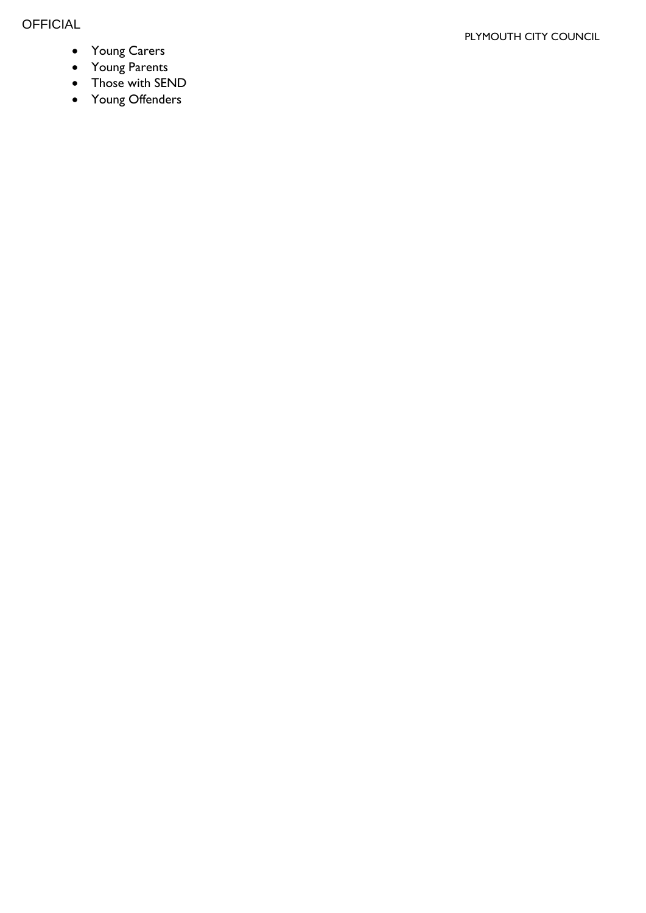- Young Carers
- Young Parents
- Those with SEND
- Young Offenders